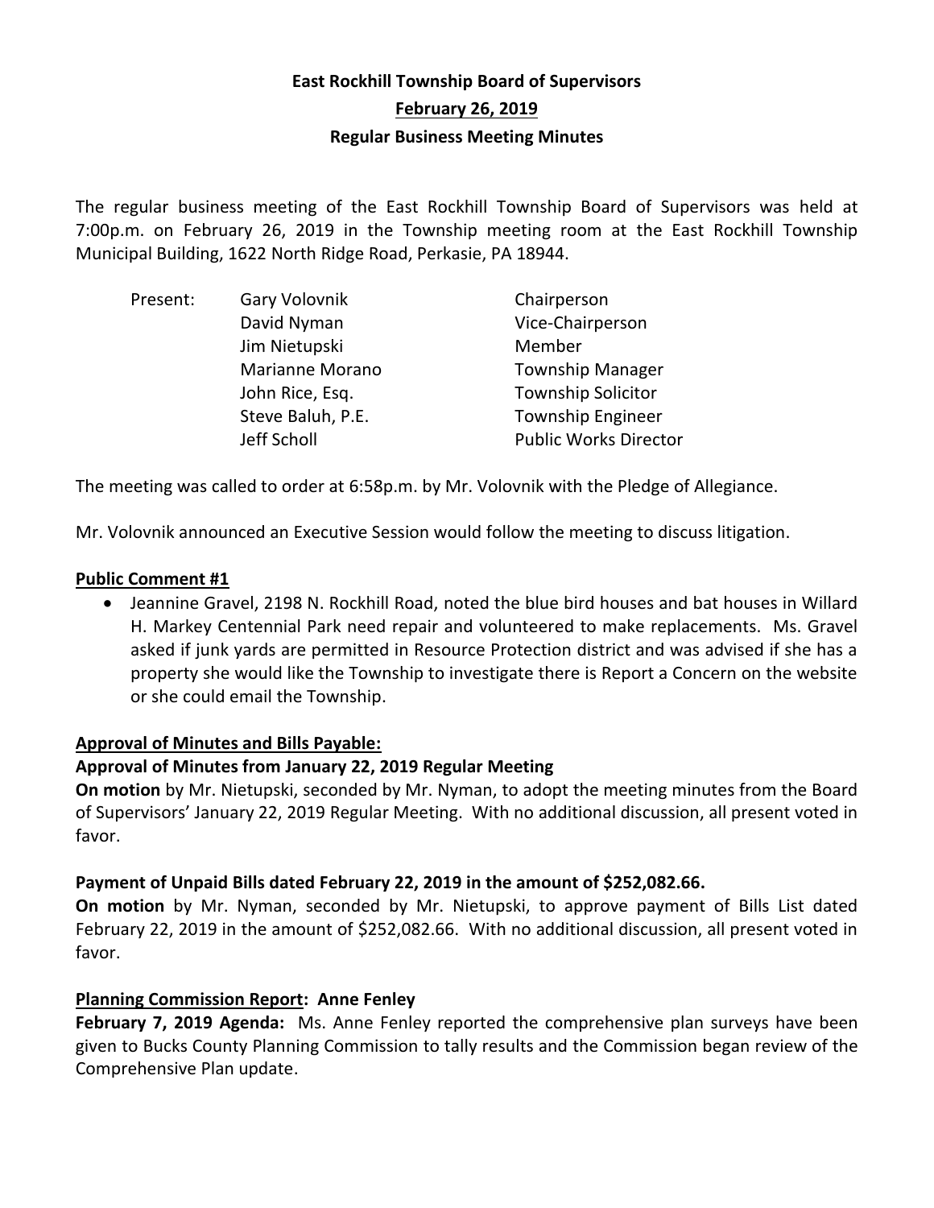# East Rockhill Township Board of Supervisors

## February 26, 2019

## Regular Business Meeting Minutes

The regular business meeting of the East Rockhill Township Board of Supervisors was held at 7:00p.m. on February 26, 2019 in the Township meeting room at the East Rockhill Township Municipal Building, 1622 North Ridge Road, Perkasie, PA 18944.

| Present: | Gary Volovnik | Chairperson |
|---|---|---|
| | David Nyman | Vice-Chairperson |
| | Jim Nietupski | Member |
| | Marianne Morano | Township Manager |
| | John Rice, Esq. | Township Solicitor |
| | Steve Baluh, P.E. | Township Engineer |
| | Jeff Scholl | Public Works Director |

The meeting was called to order at 6:58p.m. by Mr. Volovnik with the Pledge of Allegiance.

Mr. Volovnik announced an Executive Session would follow the meeting to discuss litigation.

**Public Comment #1**

- Jeannine Gravel, 2198 N. Rockhill Road, noted the blue bird houses and bat houses in Willard H. Markey Centennial Park need repair and volunteered to make replacements. Ms. Gravel asked if junk yards are permitted in Resource Protection district and was advised if she has a property she would like the Township to investigate there is Report a Concern on the website or she could email the Township.

**Approval of Minutes and Bills Payable:**

**Approval of Minutes from January 22, 2019 Regular Meeting**

**On motion** by Mr. Nietupski, seconded by Mr. Nyman, to adopt the meeting minutes from the Board of Supervisors' January 22, 2019 Regular Meeting. With no additional discussion, all present voted in favor.

**Payment of Unpaid Bills dated February 22, 2019 in the amount of $252,082.66.**

**On motion** by Mr. Nyman, seconded by Mr. Nietupski, to approve payment of Bills List dated February 22, 2019 in the amount of $252,082.66. With no additional discussion, all present voted in favor.

**Planning Commission Report: Anne Fenley**

**February 7, 2019 Agenda:** Ms. Anne Fenley reported the comprehensive plan surveys have been given to Bucks County Planning Commission to tally results and the Commission began review of the Comprehensive Plan update.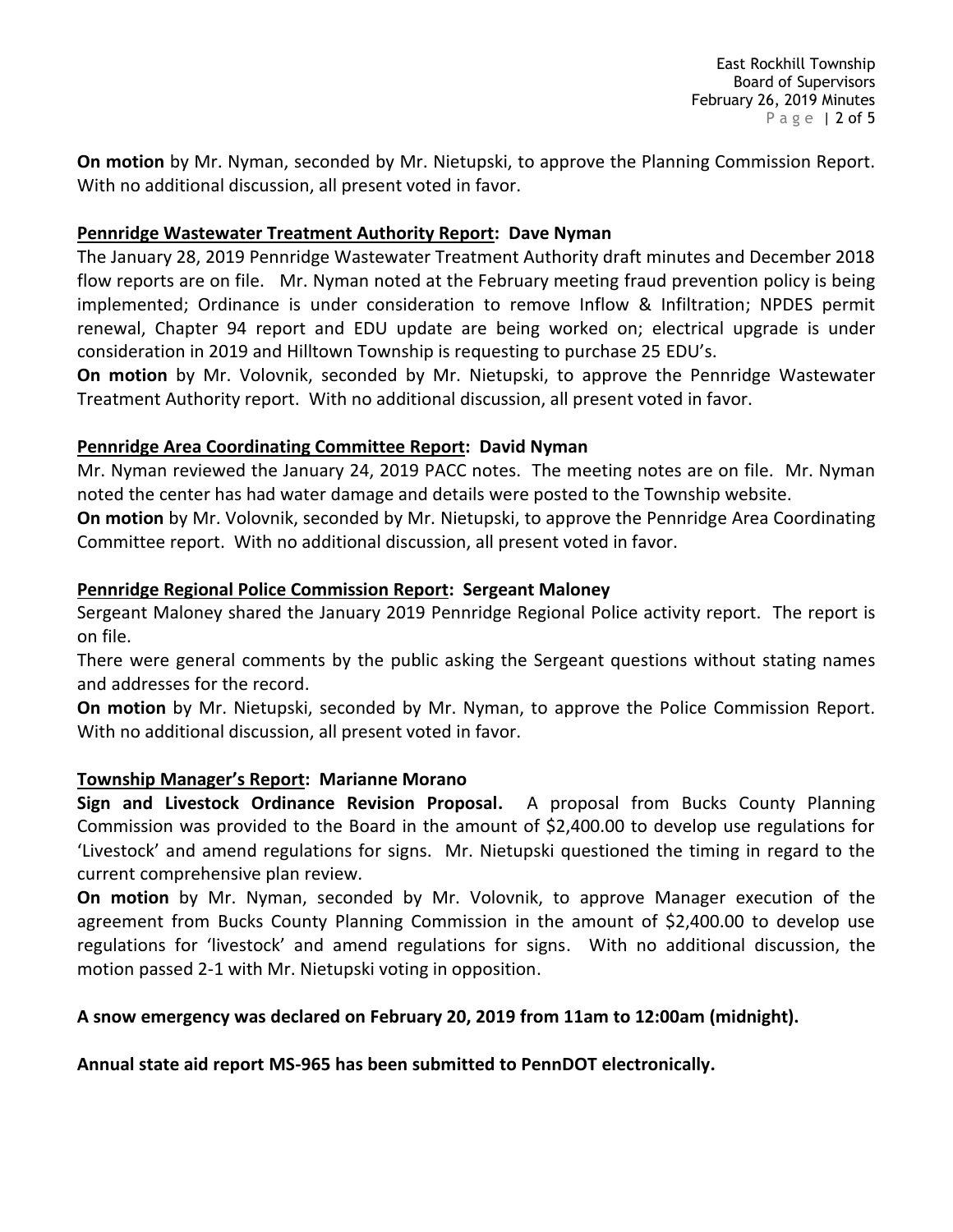**On motion** by Mr. Nyman, seconded by Mr. Nietupski, to approve the Planning Commission Report. With no additional discussion, all present voted in favor.

**Pennridge Wastewater Treatment Authority Report: Dave Nyman**

The January 28, 2019 Pennridge Wastewater Treatment Authority draft minutes and December 2018 flow reports are on file. Mr. Nyman noted at the February meeting fraud prevention policy is being implemented; Ordinance is under consideration to remove Inflow & Infiltration; NPDES permit renewal, Chapter 94 report and EDU update are being worked on; electrical upgrade is under consideration in 2019 and Hilltown Township is requesting to purchase 25 EDU's.

**On motion** by Mr. Volovnik, seconded by Mr. Nietupski, to approve the Pennridge Wastewater Treatment Authority report. With no additional discussion, all present voted in favor.

**Pennridge Area Coordinating Committee Report: David Nyman**

Mr. Nyman reviewed the January 24, 2019 PACC notes. The meeting notes are on file. Mr. Nyman noted the center has had water damage and details were posted to the Township website.

**On motion** by Mr. Volovnik, seconded by Mr. Nietupski, to approve the Pennridge Area Coordinating Committee report. With no additional discussion, all present voted in favor.

**Pennridge Regional Police Commission Report: Sergeant Maloney**

Sergeant Maloney shared the January 2019 Pennridge Regional Police activity report. The report is on file.

There were general comments by the public asking the Sergeant questions without stating names and addresses for the record.

**On motion** by Mr. Nietupski, seconded by Mr. Nyman, to approve the Police Commission Report. With no additional discussion, all present voted in favor.

**Township Manager's Report: Marianne Morano**

**Sign and Livestock Ordinance Revision Proposal.** A proposal from Bucks County Planning Commission was provided to the Board in the amount of $2,400.00 to develop use regulations for 'Livestock' and amend regulations for signs. Mr. Nietupski questioned the timing in regard to the current comprehensive plan review.

**On motion** by Mr. Nyman, seconded by Mr. Volovnik, to approve Manager execution of the agreement from Bucks County Planning Commission in the amount of $2,400.00 to develop use regulations for 'livestock' and amend regulations for signs. With no additional discussion, the motion passed 2-1 with Mr. Nietupski voting in opposition.

**A snow emergency was declared on February 20, 2019 from 11am to 12:00am (midnight).**

**Annual state aid report MS-965 has been submitted to PennDOT electronically.**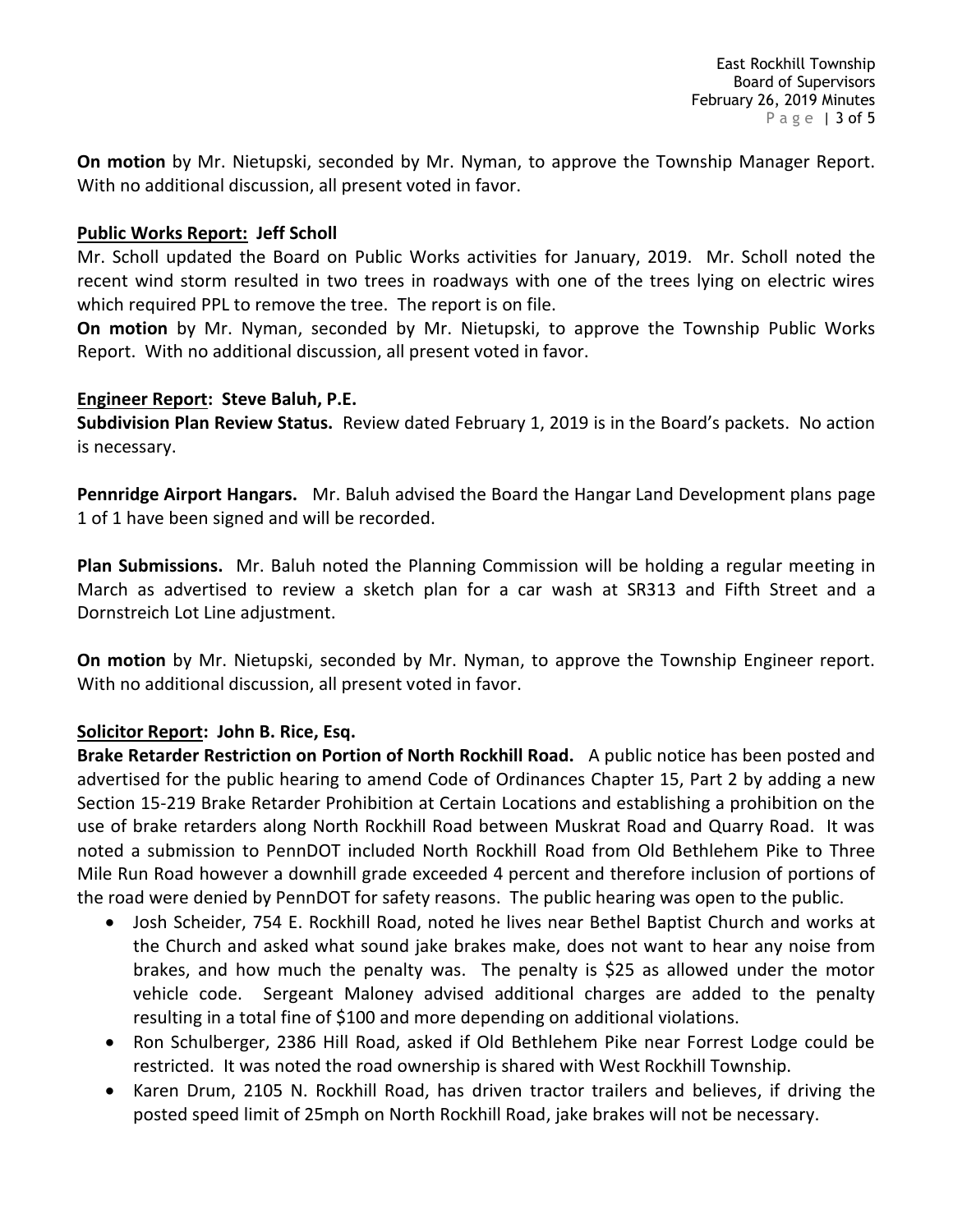**On motion** by Mr. Nietupski, seconded by Mr. Nyman, to approve the Township Manager Report. With no additional discussion, all present voted in favor.

**Public Works Report: Jeff Scholl**

Mr. Scholl updated the Board on Public Works activities for January, 2019. Mr. Scholl noted the recent wind storm resulted in two trees in roadways with one of the trees lying on electric wires which required PPL to remove the tree. The report is on file.

**On motion** by Mr. Nyman, seconded by Mr. Nietupski, to approve the Township Public Works Report. With no additional discussion, all present voted in favor.

**Engineer Report: Steve Baluh, P.E.**

**Subdivision Plan Review Status.** Review dated February 1, 2019 is in the Board's packets. No action is necessary.

**Pennridge Airport Hangars.** Mr. Baluh advised the Board the Hangar Land Development plans page 1 of 1 have been signed and will be recorded.

**Plan Submissions.** Mr. Baluh noted the Planning Commission will be holding a regular meeting in March as advertised to review a sketch plan for a car wash at SR313 and Fifth Street and a Dornstreich Lot Line adjustment.

**On motion** by Mr. Nietupski, seconded by Mr. Nyman, to approve the Township Engineer report. With no additional discussion, all present voted in favor.

**Solicitor Report: John B. Rice, Esq.**

**Brake Retarder Restriction on Portion of North Rockhill Road.** A public notice has been posted and advertised for the public hearing to amend Code of Ordinances Chapter 15, Part 2 by adding a new Section 15-219 Brake Retarder Prohibition at Certain Locations and establishing a prohibition on the use of brake retarders along North Rockhill Road between Muskrat Road and Quarry Road. It was noted a submission to PennDOT included North Rockhill Road from Old Bethlehem Pike to Three Mile Run Road however a downhill grade exceeded 4 percent and therefore inclusion of portions of the road were denied by PennDOT for safety reasons. The public hearing was open to the public.

- Josh Scheider, 754 E. Rockhill Road, noted he lives near Bethel Baptist Church and works at the Church and asked what sound jake brakes make, does not want to hear any noise from brakes, and how much the penalty was. The penalty is $25 as allowed under the motor vehicle code. Sergeant Maloney advised additional charges are added to the penalty resulting in a total fine of $100 and more depending on additional violations.
- Ron Schulberger, 2386 Hill Road, asked if Old Bethlehem Pike near Forrest Lodge could be restricted. It was noted the road ownership is shared with West Rockhill Township.
- Karen Drum, 2105 N. Rockhill Road, has driven tractor trailers and believes, if driving the posted speed limit of 25mph on North Rockhill Road, jake brakes will not be necessary.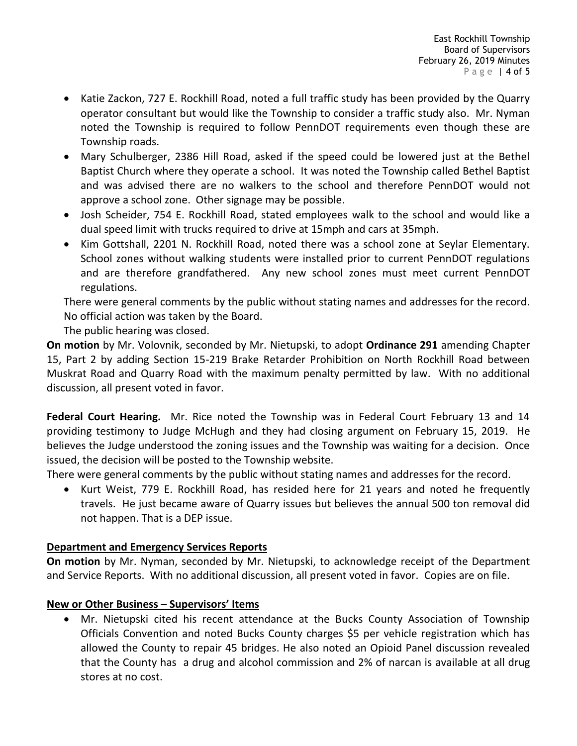- Katie Zackon, 727 E. Rockhill Road, noted a full traffic study has been provided by the Quarry operator consultant but would like the Township to consider a traffic study also. Mr. Nyman noted the Township is required to follow PennDOT requirements even though these are Township roads.
- Mary Schulberger, 2386 Hill Road, asked if the speed could be lowered just at the Bethel Baptist Church where they operate a school. It was noted the Township called Bethel Baptist and was advised there are no walkers to the school and therefore PennDOT would not approve a school zone. Other signage may be possible.
- Josh Scheider, 754 E. Rockhill Road, stated employees walk to the school and would like a dual speed limit with trucks required to drive at 15mph and cars at 35mph.
- Kim Gottshall, 2201 N. Rockhill Road, noted there was a school zone at Seylar Elementary. School zones without walking students were installed prior to current PennDOT regulations and are therefore grandfathered. Any new school zones must meet current PennDOT regulations.

There were general comments by the public without stating names and addresses for the record. No official action was taken by the Board.

The public hearing was closed.

**On motion** by Mr. Volovnik, seconded by Mr. Nietupski, to adopt **Ordinance 291** amending Chapter 15, Part 2 by adding Section 15-219 Brake Retarder Prohibition on North Rockhill Road between Muskrat Road and Quarry Road with the maximum penalty permitted by law. With no additional discussion, all present voted in favor.

**Federal Court Hearing.** Mr. Rice noted the Township was in Federal Court February 13 and 14 providing testimony to Judge McHugh and they had closing argument on February 15, 2019. He believes the Judge understood the zoning issues and the Township was waiting for a decision. Once issued, the decision will be posted to the Township website.

There were general comments by the public without stating names and addresses for the record.

- Kurt Weist, 779 E. Rockhill Road, has resided here for 21 years and noted he frequently travels. He just became aware of Quarry issues but believes the annual 500 ton removal did not happen. That is a DEP issue.

**Department and Emergency Services Reports**

**On motion** by Mr. Nyman, seconded by Mr. Nietupski, to acknowledge receipt of the Department and Service Reports. With no additional discussion, all present voted in favor. Copies are on file.

**New or Other Business – Supervisors' Items**

- Mr. Nietupski cited his recent attendance at the Bucks County Association of Township Officials Convention and noted Bucks County charges $5 per vehicle registration which has allowed the County to repair 45 bridges. He also noted an Opioid Panel discussion revealed that the County has a drug and alcohol commission and 2% of narcan is available at all drug stores at no cost.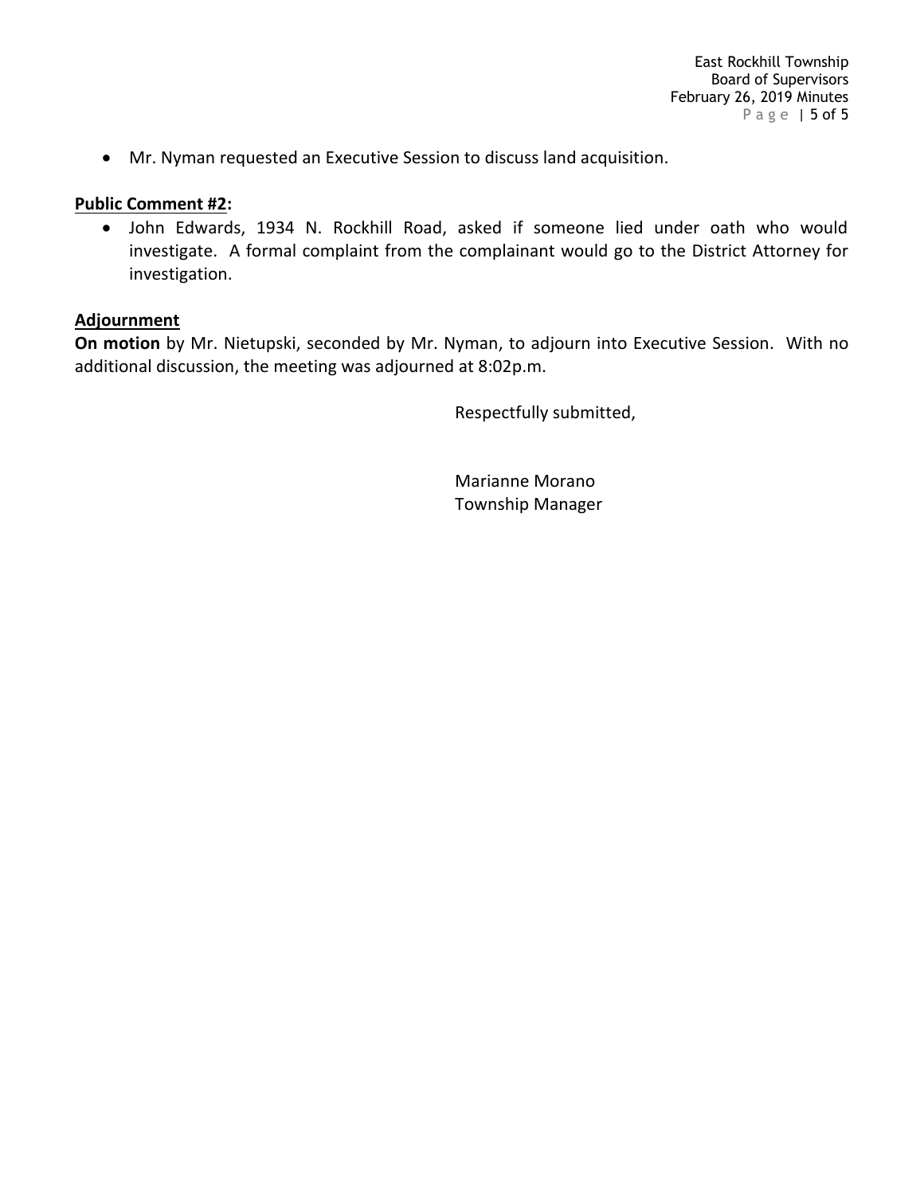- Mr. Nyman requested an Executive Session to discuss land acquisition.

**Public Comment #2:**

- John Edwards, 1934 N. Rockhill Road, asked if someone lied under oath who would investigate. A formal complaint from the complainant would go to the District Attorney for investigation.

**Adjournment**

**On motion** by Mr. Nietupski, seconded by Mr. Nyman, to adjourn into Executive Session. With no additional discussion, the meeting was adjourned at 8:02p.m.

Respectfully submitted,

Marianne Morano
Township Manager